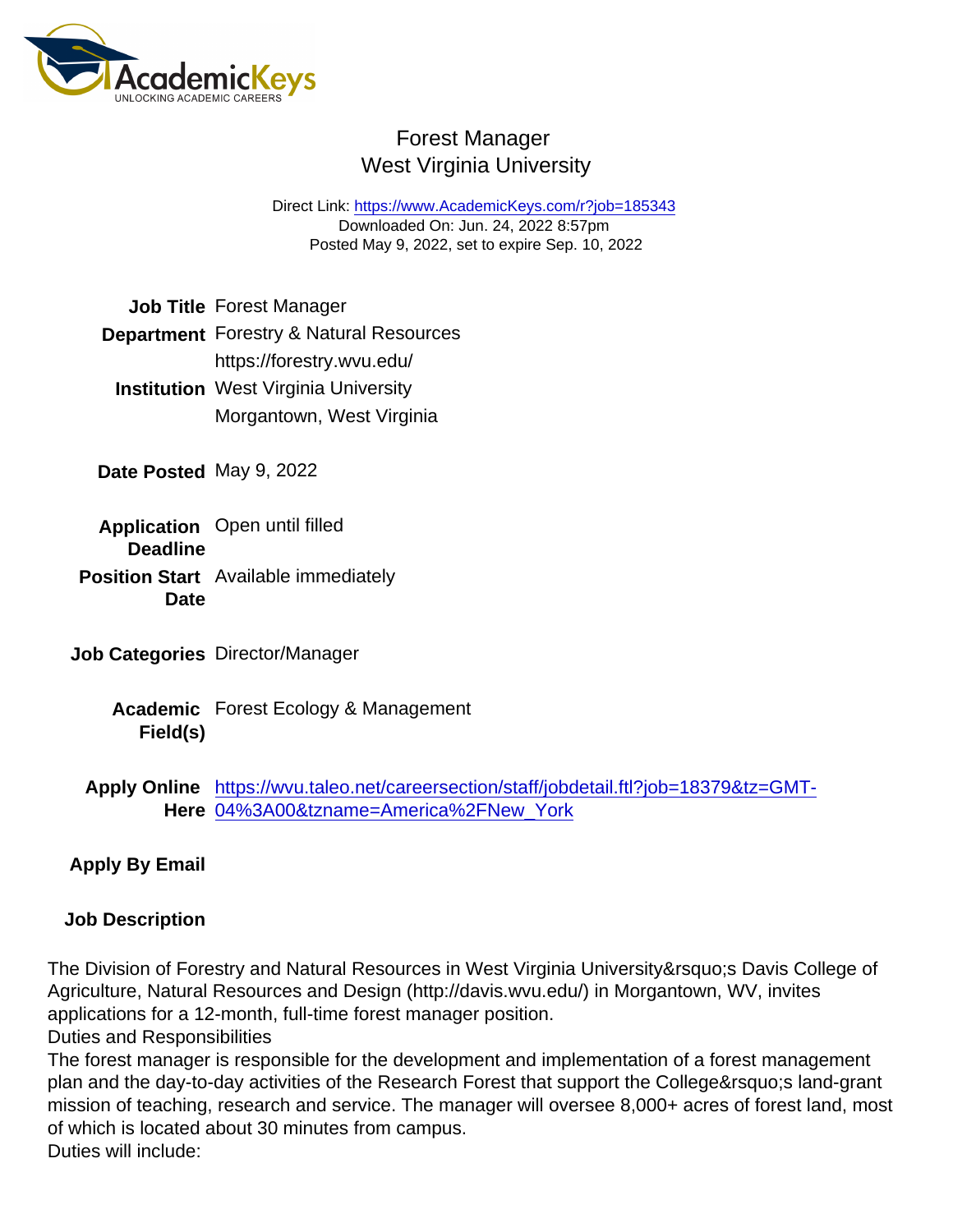# Forest Manager
## West Virginia University

Direct Link: https://www.AcademicKeys.com/r?job=185343
Downloaded On: Jun. 24, 2022 8:57pm
Posted May 9, 2022, set to expire Sep. 10, 2022

**Job Title** Forest Manager

**Department** Forestry & Natural Resources
https://forestry.wvu.edu/

**Institution** West Virginia University
Morgantown, West Virginia

**Date Posted** May 9, 2022

**Application Deadline** Open until filled

**Position Start Date** Available immediately

**Job Categories** Director/Manager

**Academic Field(s)** Forest Ecology & Management

**Apply Online Here** https://wvu.taleo.net/careersection/staff/jobdetail.ftl?job=18379&tz=GMT-04%3A00&tzname=America%2FNew_York

**Apply By Email**

**Job Description**

The Division of Forestry and Natural Resources in West Virginia University&rsquo;s Davis College of Agriculture, Natural Resources and Design (http://davis.wvu.edu/) in Morgantown, WV, invites applications for a 12-month, full-time forest manager position.

Duties and Responsibilities

The forest manager is responsible for the development and implementation of a forest management plan and the day-to-day activities of the Research Forest that support the College&rsquo;s land-grant mission of teaching, research and service. The manager will oversee 8,000+ acres of forest land, most of which is located about 30 minutes from campus.

Duties will include: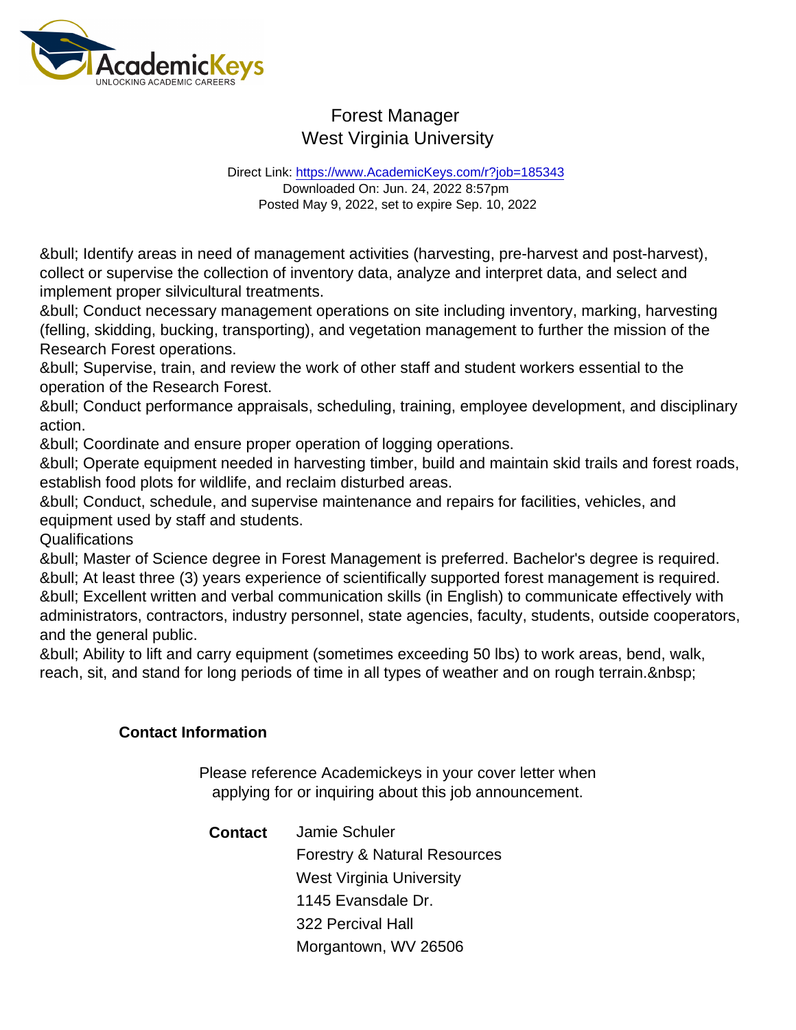&bull; Identify areas in need of management activities (harvesting, pre-harvest and post-harvest), collect or supervise the collection of inventory data, analyze and interpret data, and select and implement proper silvicultural treatments.
&bull; Conduct necessary management operations on site including inventory, marking, harvesting (felling, skidding, bucking, transporting), and vegetation management to further the mission of the Research Forest operations.
&bull; Supervise, train, and review the work of other staff and student workers essential to the operation of the Research Forest.
&bull; Conduct performance appraisals, scheduling, training, employee development, and disciplinary action.
&bull; Coordinate and ensure proper operation of logging operations.
&bull; Operate equipment needed in harvesting timber, build and maintain skid trails and forest roads, establish food plots for wildlife, and reclaim disturbed areas.
&bull; Conduct, schedule, and supervise maintenance and repairs for facilities, vehicles, and equipment used by staff and students.
Qualifications
&bull; Master of Science degree in Forest Management is preferred. Bachelor's degree is required.
&bull; At least three (3) years experience of scientifically supported forest management is required.
&bull; Excellent written and verbal communication skills (in English) to communicate effectively with administrators, contractors, industry personnel, state agencies, faculty, students, outside cooperators, and the general public.
&bull; Ability to lift and carry equipment (sometimes exceeding 50 lbs) to work areas, bend, walk, reach, sit, and stand for long periods of time in all types of weather and on rough terrain.&nbsp;

## Contact Information

Please reference Academickeys in your cover letter when applying for or inquiring about this job announcement.

**Contact**

Jamie Schuler
Forestry & Natural Resources
West Virginia University
1145 Evansdale Dr.
322 Percival Hall
Morgantown, WV 26506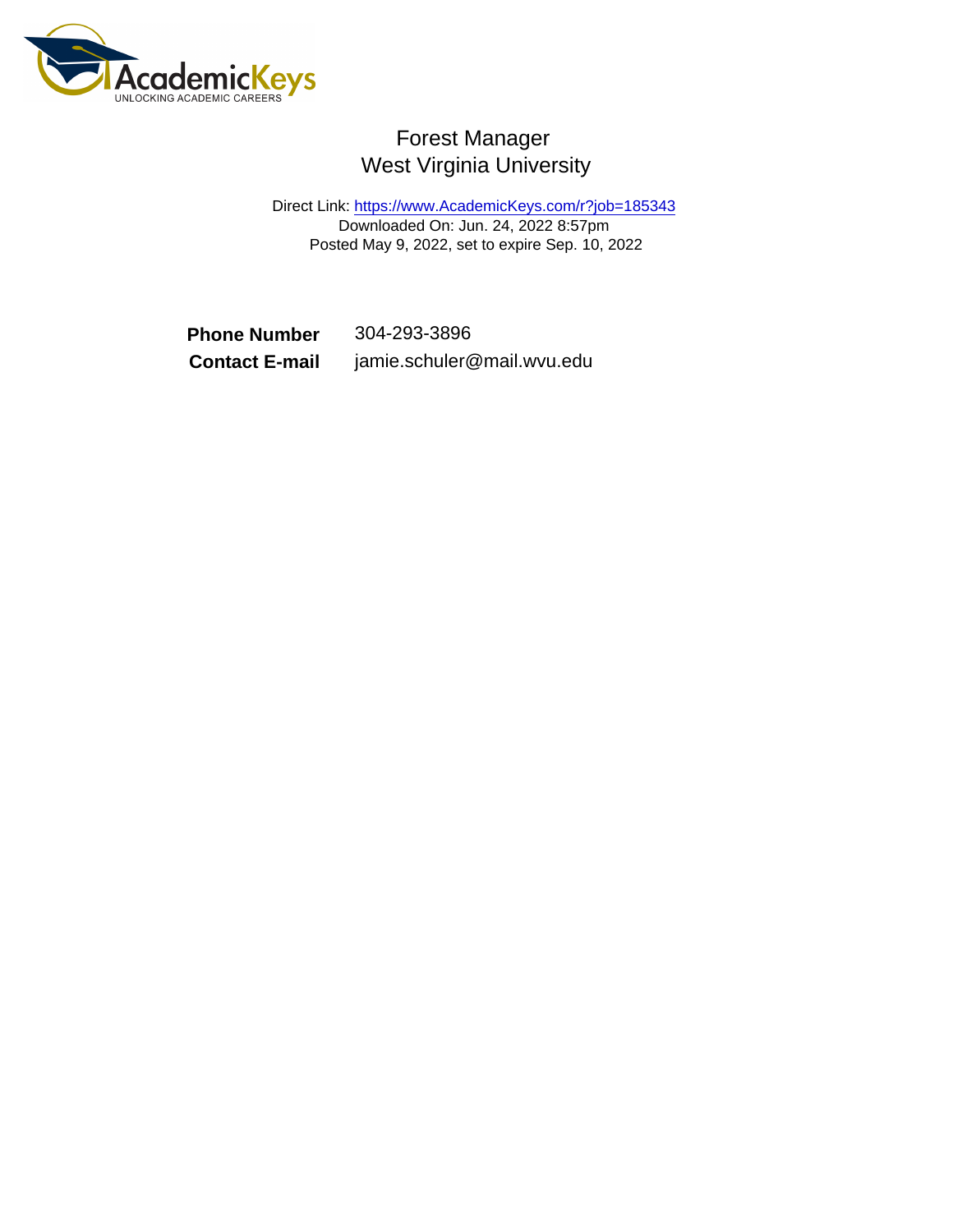# Forest Manager
## West Virginia University

Direct Link: https://www.AcademicKeys.com/r?job=185343
Downloaded On: Jun. 24, 2022 8:57pm
Posted May 9, 2022, set to expire Sep. 10, 2022

| | |
|---|---|
| **Phone Number** | 304-293-3896 |
| **Contact E-mail** | jamie.schuler@mail.wvu.edu |